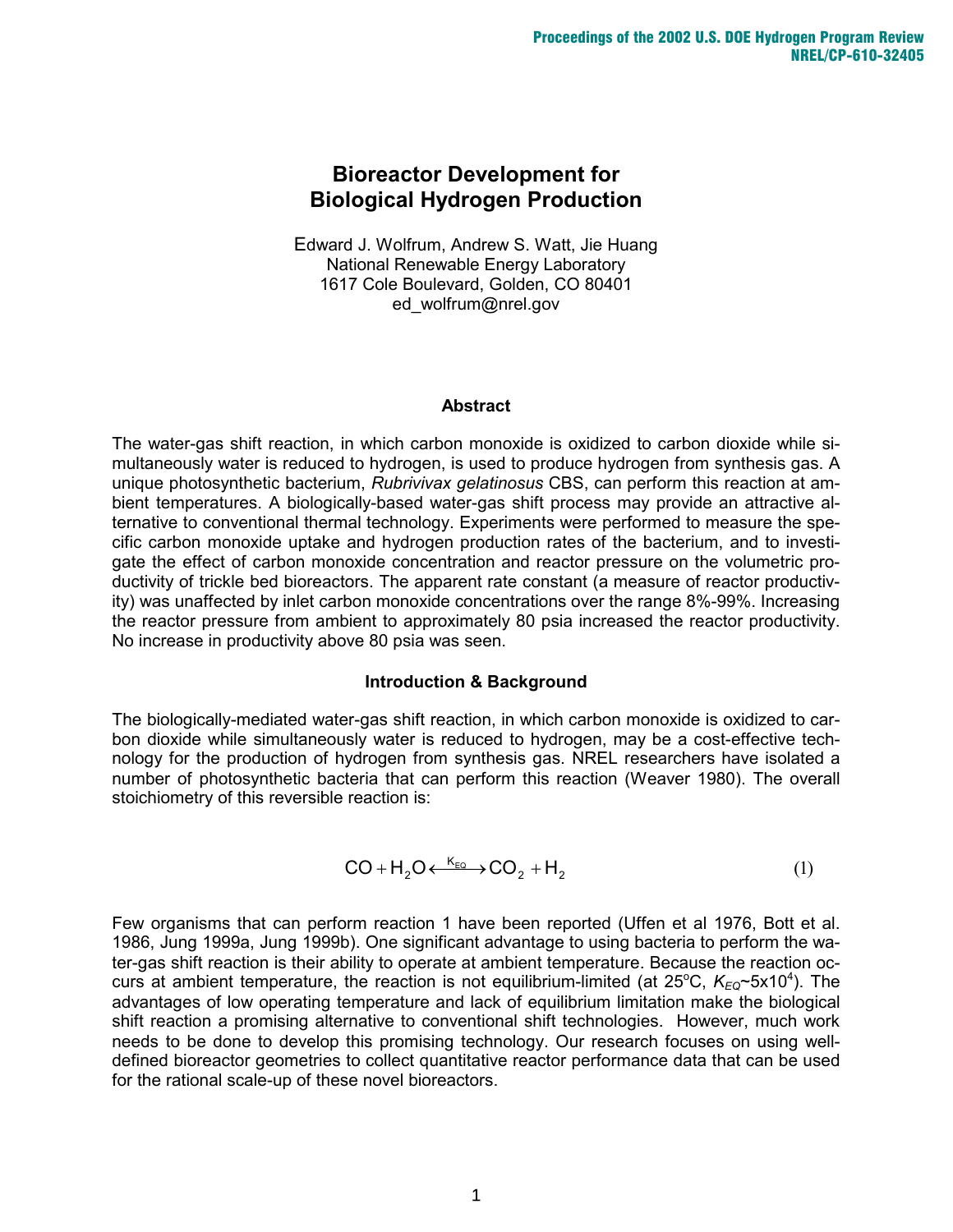# Bioreactor Development for Biological Hydrogen Production

Edward J. Wolfrum, Andrew S. Watt, Jie Huang
National Renewable Energy Laboratory
1617 Cole Boulevard, Golden, CO 80401
ed_wolfrum@nrel.gov

## Abstract

The water-gas shift reaction, in which carbon monoxide is oxidized to carbon dioxide while simultaneously water is reduced to hydrogen, is used to produce hydrogen from synthesis gas. A unique photosynthetic bacterium, *Rubrivivax gelatinosus* CBS, can perform this reaction at ambient temperatures. A biologically-based water-gas shift process may provide an attractive alternative to conventional thermal technology. Experiments were performed to measure the specific carbon monoxide uptake and hydrogen production rates of the bacterium, and to investigate the effect of carbon monoxide concentration and reactor pressure on the volumetric productivity of trickle bed bioreactors. The apparent rate constant (a measure of reactor productivity) was unaffected by inlet carbon monoxide concentrations over the range 8%-99%. Increasing the reactor pressure from ambient to approximately 80 psia increased the reactor productivity. No increase in productivity above 80 psia was seen.

## Introduction & Background

The biologically-mediated water-gas shift reaction, in which carbon monoxide is oxidized to carbon dioxide while simultaneously water is reduced to hydrogen, may be a cost-effective technology for the production of hydrogen from synthesis gas. NREL researchers have isolated a number of photosynthetic bacteria that can perform this reaction (Weaver 1980). The overall stoichiometry of this reversible reaction is:

$$CO + H_2O \xleftrightarrow{K_{EQ}} CO_2 + H_2 \qquad (1)$$

Few organisms that can perform reaction 1 have been reported (Uffen et al 1976, Bott et al. 1986, Jung 1999a, Jung 1999b). One significant advantage to using bacteria to perform the water-gas shift reaction is their ability to operate at ambient temperature. Because the reaction occurs at ambient temperature, the reaction is not equilibrium-limited (at 25°C, $K_{EQ}$~5x10$^4$). The advantages of low operating temperature and lack of equilibrium limitation make the biological shift reaction a promising alternative to conventional shift technologies. However, much work needs to be done to develop this promising technology. Our research focuses on using well-defined bioreactor geometries to collect quantitative reactor performance data that can be used for the rational scale-up of these novel bioreactors.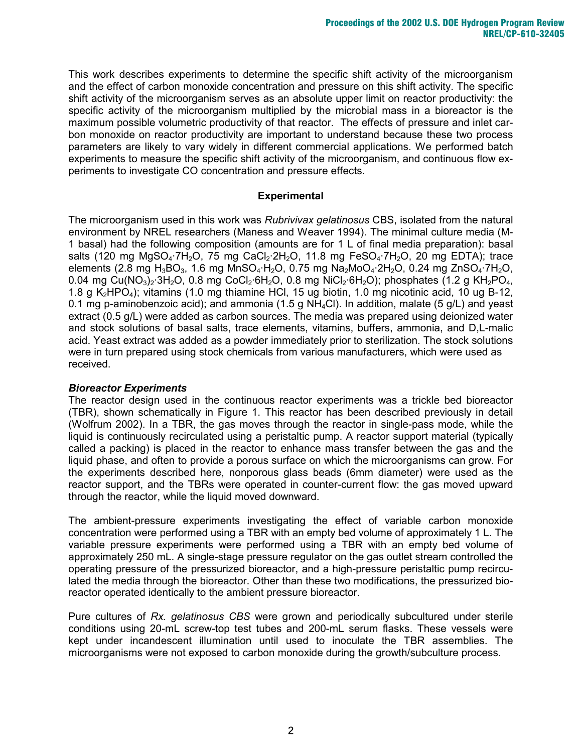This work describes experiments to determine the specific shift activity of the microorganism and the effect of carbon monoxide concentration and pressure on this shift activity. The specific shift activity of the microorganism serves as an absolute upper limit on reactor productivity: the specific activity of the microorganism multiplied by the microbial mass in a bioreactor is the maximum possible volumetric productivity of that reactor. The effects of pressure and inlet carbon monoxide on reactor productivity are important to understand because these two process parameters are likely to vary widely in different commercial applications. We performed batch experiments to measure the specific shift activity of the microorganism, and continuous flow experiments to investigate CO concentration and pressure effects.

## Experimental

The microorganism used in this work was *Rubrivivax gelatinosus* CBS, isolated from the natural environment by NREL researchers (Maness and Weaver 1994). The minimal culture media (M-1 basal) had the following composition (amounts are for 1 L of final media preparation): basal salts (120 mg $MgSO_4 \cdot 7H_2O$, 75 mg $CaCl_2 \cdot 2H_2O$, 11.8 mg $FeSO_4 \cdot 7H_2O$, 20 mg EDTA); trace elements (2.8 mg $H_3BO_3$, 1.6 mg $MnSO_4 \cdot H_2O$, 0.75 mg $Na_2MoO_4 \cdot 2H_2O$, 0.24 mg $ZnSO_4 \cdot 7H_2O$, 0.04 mg $Cu(NO_3)_2 \cdot 3H_2O$, 0.8 mg $CoCl_2 \cdot 6H_2O$, 0.8 mg $NiCl_2 \cdot 6H_2O$); phosphates (1.2 g $KH_2PO_4$, 1.8 g $K_2HPO_4$); vitamins (1.0 mg thiamine HCl, 15 ug biotin, 1.0 mg nicotinic acid, 10 ug B-12, 0.1 mg p-aminobenzoic acid); and ammonia (1.5 g $NH_4Cl$). In addition, malate (5 g/L) and yeast extract (0.5 g/L) were added as carbon sources. The media was prepared using deionized water and stock solutions of basal salts, trace elements, vitamins, buffers, ammonia, and D,L-malic acid. Yeast extract was added as a powder immediately prior to sterilization. The stock solutions were in turn prepared using stock chemicals from various manufacturers, which were used as received.

### *Bioreactor Experiments*

The reactor design used in the continuous reactor experiments was a trickle bed bioreactor (TBR), shown schematically in Figure 1. This reactor has been described previously in detail (Wolfrum 2002). In a TBR, the gas moves through the reactor in single-pass mode, while the liquid is continuously recirculated using a peristaltic pump. A reactor support material (typically called a packing) is placed in the reactor to enhance mass transfer between the gas and the liquid phase, and often to provide a porous surface on which the microorganisms can grow. For the experiments described here, nonporous glass beads (6mm diameter) were used as the reactor support, and the TBRs were operated in counter-current flow: the gas moved upward through the reactor, while the liquid moved downward.

The ambient-pressure experiments investigating the effect of variable carbon monoxide concentration were performed using a TBR with an empty bed volume of approximately 1 L. The variable pressure experiments were performed using a TBR with an empty bed volume of approximately 250 mL. A single-stage pressure regulator on the gas outlet stream controlled the operating pressure of the pressurized bioreactor, and a high-pressure peristaltic pump recirculated the media through the bioreactor. Other than these two modifications, the pressurized bioreactor operated identically to the ambient pressure bioreactor.

Pure cultures of *Rx. gelatinosus CBS* were grown and periodically subcultured under sterile conditions using 20-mL screw-top test tubes and 200-mL serum flasks. These vessels were kept under incandescent illumination until used to inoculate the TBR assemblies. The microorganisms were not exposed to carbon monoxide during the growth/subculture process.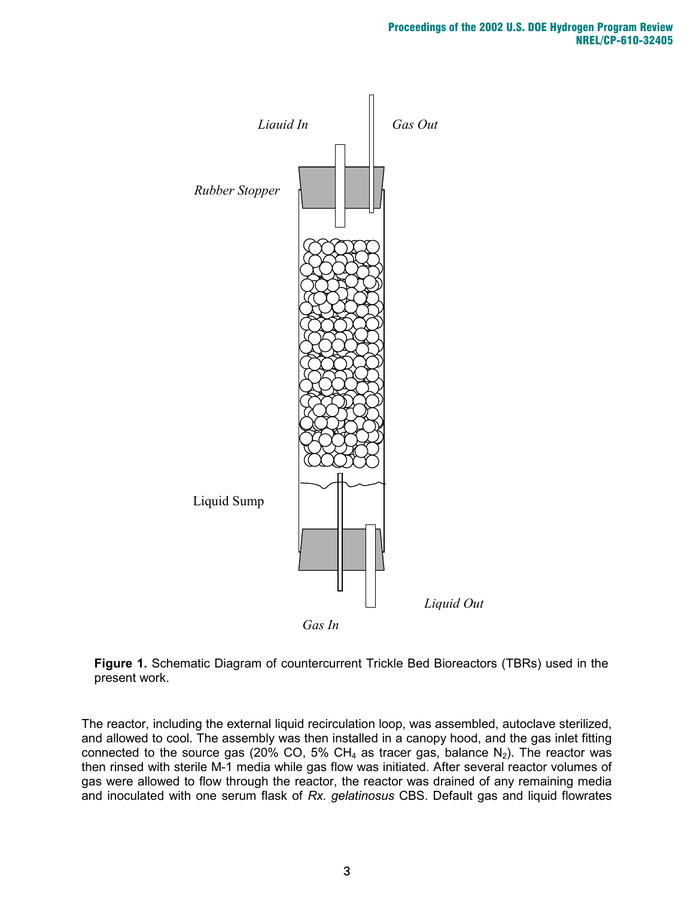**Figure 1.** Schematic Diagram of countercurrent Trickle Bed Bioreactors (TBRs) used in the present work.

The reactor, including the external liquid recirculation loop, was assembled, autoclave sterilized, and allowed to cool. The assembly was then installed in a canopy hood, and the gas inlet fitting connected to the source gas (20% CO, 5% $CH_4$ as tracer gas, balance $N_2$). The reactor was then rinsed with sterile M-1 media while gas flow was initiated. After several reactor volumes of gas were allowed to flow through the reactor, the reactor was drained of any remaining media and inoculated with one serum flask of *Rx. gelatinosus* CBS. Default gas and liquid flowrates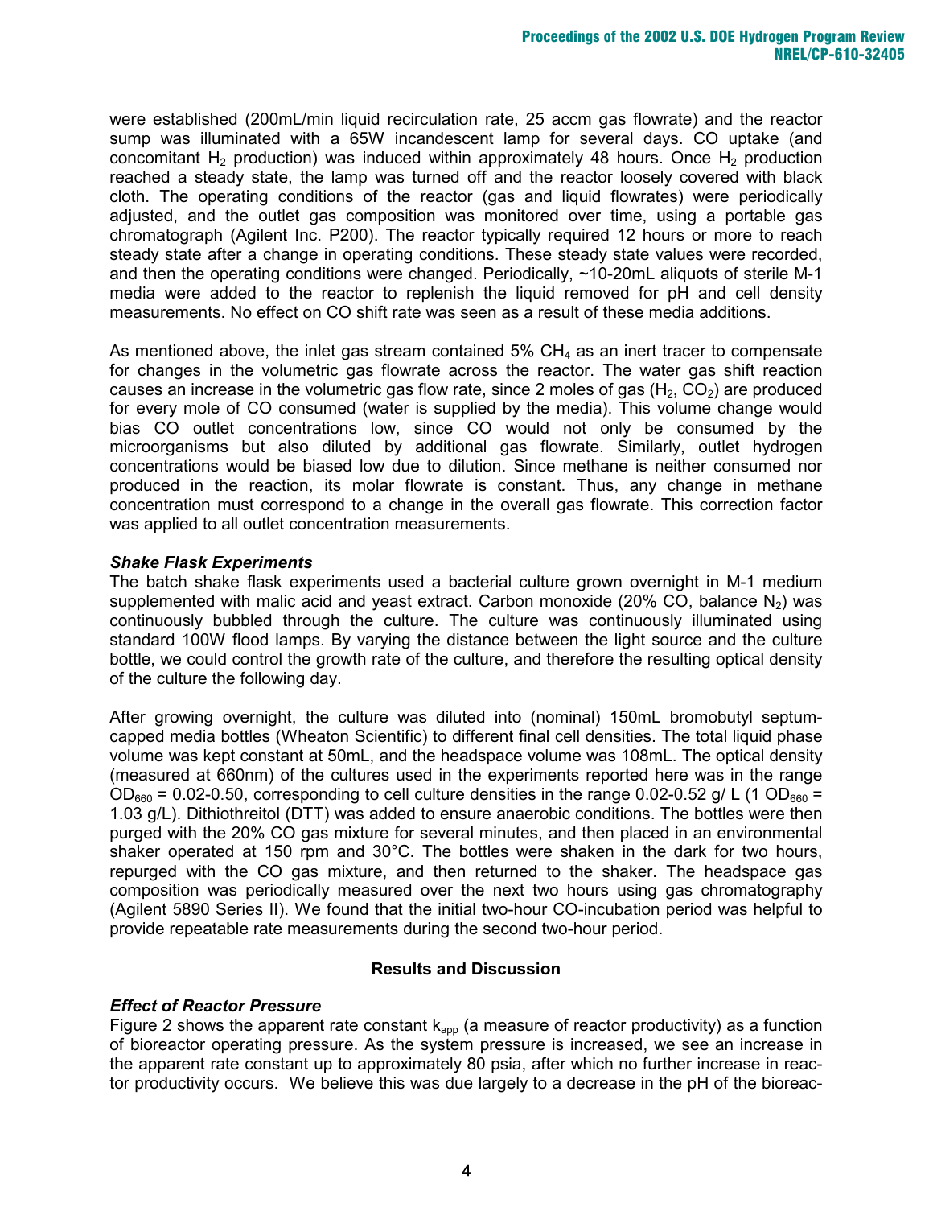were established (200mL/min liquid recirculation rate, 25 accm gas flowrate) and the reactor sump was illuminated with a 65W incandescent lamp for several days. CO uptake (and concomitant $H_2$ production) was induced within approximately 48 hours. Once $H_2$ production reached a steady state, the lamp was turned off and the reactor loosely covered with black cloth. The operating conditions of the reactor (gas and liquid flowrates) were periodically adjusted, and the outlet gas composition was monitored over time, using a portable gas chromatograph (Agilent Inc. P200). The reactor typically required 12 hours or more to reach steady state after a change in operating conditions. These steady state values were recorded, and then the operating conditions were changed. Periodically, ~10-20mL aliquots of sterile M-1 media were added to the reactor to replenish the liquid removed for pH and cell density measurements. No effect on CO shift rate was seen as a result of these media additions.

As mentioned above, the inlet gas stream contained 5% $CH_4$ as an inert tracer to compensate for changes in the volumetric gas flowrate across the reactor. The water gas shift reaction causes an increase in the volumetric gas flow rate, since 2 moles of gas ($H_2$, $CO_2$) are produced for every mole of CO consumed (water is supplied by the media). This volume change would bias CO outlet concentrations low, since CO would not only be consumed by the microorganisms but also diluted by additional gas flowrate. Similarly, outlet hydrogen concentrations would be biased low due to dilution. Since methane is neither consumed nor produced in the reaction, its molar flowrate is constant. Thus, any change in methane concentration must correspond to a change in the overall gas flowrate. This correction factor was applied to all outlet concentration measurements.

### *Shake Flask Experiments*

The batch shake flask experiments used a bacterial culture grown overnight in M-1 medium supplemented with malic acid and yeast extract. Carbon monoxide (20% CO, balance $N_2$) was continuously bubbled through the culture. The culture was continuously illuminated using standard 100W flood lamps. By varying the distance between the light source and the culture bottle, we could control the growth rate of the culture, and therefore the resulting optical density of the culture the following day.

After growing overnight, the culture was diluted into (nominal) 150mL bromobutyl septum-capped media bottles (Wheaton Scientific) to different final cell densities. The total liquid phase volume was kept constant at 50mL, and the headspace volume was 108mL. The optical density (measured at 660nm) of the cultures used in the experiments reported here was in the range $OD_{660}$ = 0.02-0.50, corresponding to cell culture densities in the range 0.02-0.52 g/ L (1 $OD_{660}$ = 1.03 g/L). Dithiothreitol (DTT) was added to ensure anaerobic conditions. The bottles were then purged with the 20% CO gas mixture for several minutes, and then placed in an environmental shaker operated at 150 rpm and 30°C. The bottles were shaken in the dark for two hours, repurged with the CO gas mixture, and then returned to the shaker. The headspace gas composition was periodically measured over the next two hours using gas chromatography (Agilent 5890 Series II). We found that the initial two-hour CO-incubation period was helpful to provide repeatable rate measurements during the second two-hour period.

## Results and Discussion

### *Effect of Reactor Pressure*

Figure 2 shows the apparent rate constant $k_{app}$ (a measure of reactor productivity) as a function of bioreactor operating pressure. As the system pressure is increased, we see an increase in the apparent rate constant up to approximately 80 psia, after which no further increase in reactor productivity occurs. We believe this was due largely to a decrease in the pH of the bioreac-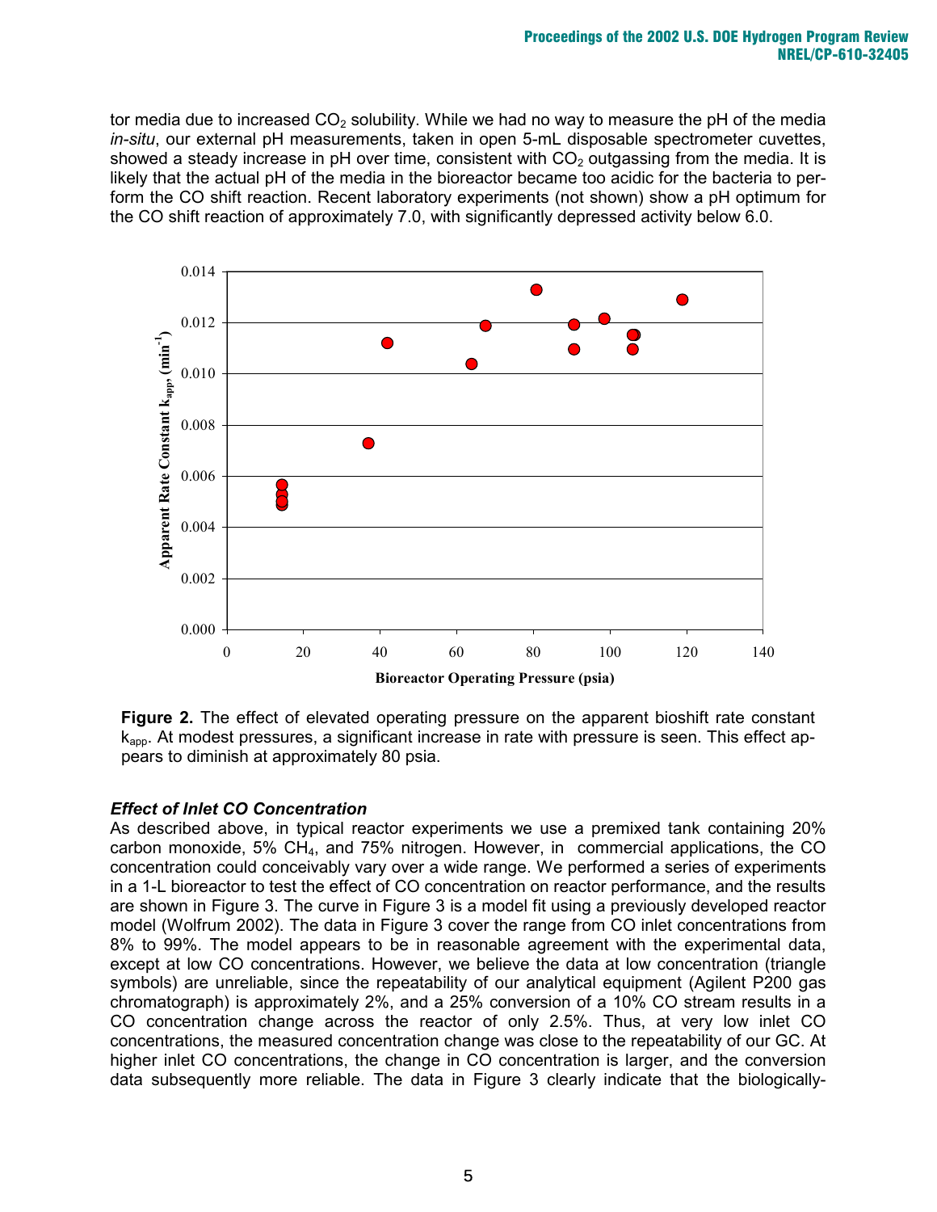tor media due to increased $CO_2$ solubility. While we had no way to measure the pH of the media *in-situ*, our external pH measurements, taken in open 5-mL disposable spectrometer cuvettes, showed a steady increase in pH over time, consistent with $CO_2$ outgassing from the media. It is likely that the actual pH of the media in the bioreactor became too acidic for the bacteria to perform the CO shift reaction. Recent laboratory experiments (not shown) show a pH optimum for the CO shift reaction of approximately 7.0, with significantly depressed activity below 6.0.

**Figure 2.** The effect of elevated operating pressure on the apparent bioshift rate constant $k_{app}$. At modest pressures, a significant increase in rate with pressure is seen. This effect appears to diminish at approximately 80 psia.

### *Effect of Inlet CO Concentration*

As described above, in typical reactor experiments we use a premixed tank containing 20% carbon monoxide, 5% $CH_4$, and 75% nitrogen. However, in commercial applications, the CO concentration could conceivably vary over a wide range. We performed a series of experiments in a 1-L bioreactor to test the effect of CO concentration on reactor performance, and the results are shown in Figure 3. The curve in Figure 3 is a model fit using a previously developed reactor model (Wolfrum 2002). The data in Figure 3 cover the range from CO inlet concentrations from 8% to 99%. The model appears to be in reasonable agreement with the experimental data, except at low CO concentrations. However, we believe the data at low concentration (triangle symbols) are unreliable, since the repeatability of our analytical equipment (Agilent P200 gas chromatograph) is approximately 2%, and a 25% conversion of a 10% CO stream results in a CO concentration change across the reactor of only 2.5%. Thus, at very low inlet CO concentrations, the measured concentration change was close to the repeatability of our GC. At higher inlet CO concentrations, the change in CO concentration is larger, and the conversion data subsequently more reliable. The data in Figure 3 clearly indicate that the biologically-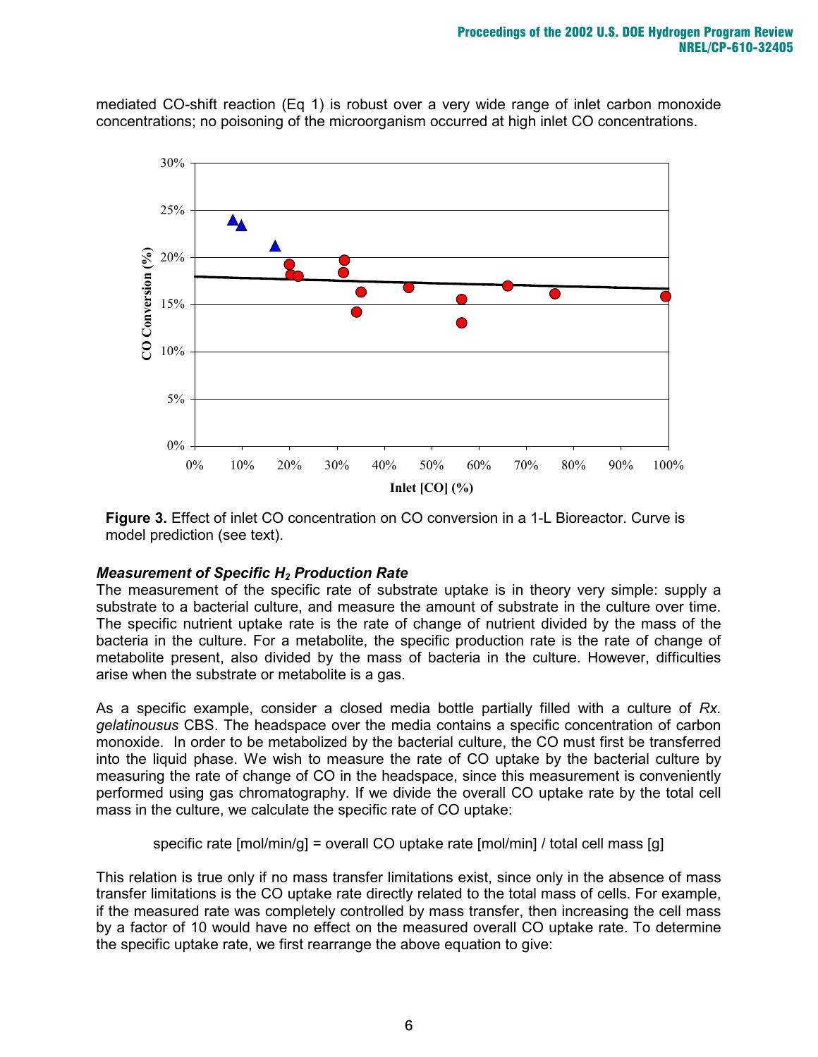mediated CO-shift reaction (Eq 1) is robust over a very wide range of inlet carbon monoxide concentrations; no poisoning of the microorganism occurred at high inlet CO concentrations.

**Figure 3.** Effect of inlet CO concentration on CO conversion in a 1-L Bioreactor. Curve is model prediction (see text).

### *Measurement of Specific $H_2$ Production Rate*

The measurement of the specific rate of substrate uptake is in theory very simple: supply a substrate to a bacterial culture, and measure the amount of substrate in the culture over time. The specific nutrient uptake rate is the rate of change of nutrient divided by the mass of the bacteria in the culture. For a metabolite, the specific production rate is the rate of change of metabolite present, also divided by the mass of bacteria in the culture. However, difficulties arise when the substrate or metabolite is a gas.

As a specific example, consider a closed media bottle partially filled with a culture of *Rx. gelatinousus* CBS. The headspace over the media contains a specific concentration of carbon monoxide. In order to be metabolized by the bacterial culture, the CO must first be transferred into the liquid phase. We wish to measure the rate of CO uptake by the bacterial culture by measuring the rate of change of CO in the headspace, since this measurement is conveniently performed using gas chromatography. If we divide the overall CO uptake rate by the total cell mass in the culture, we calculate the specific rate of CO uptake:

specific rate [mol/min/g] = overall CO uptake rate [mol/min] / total cell mass [g]

This relation is true only if no mass transfer limitations exist, since only in the absence of mass transfer limitations is the CO uptake rate directly related to the total mass of cells. For example, if the measured rate was completely controlled by mass transfer, then increasing the cell mass by a factor of 10 would have no effect on the measured overall CO uptake rate. To determine the specific uptake rate, we first rearrange the above equation to give: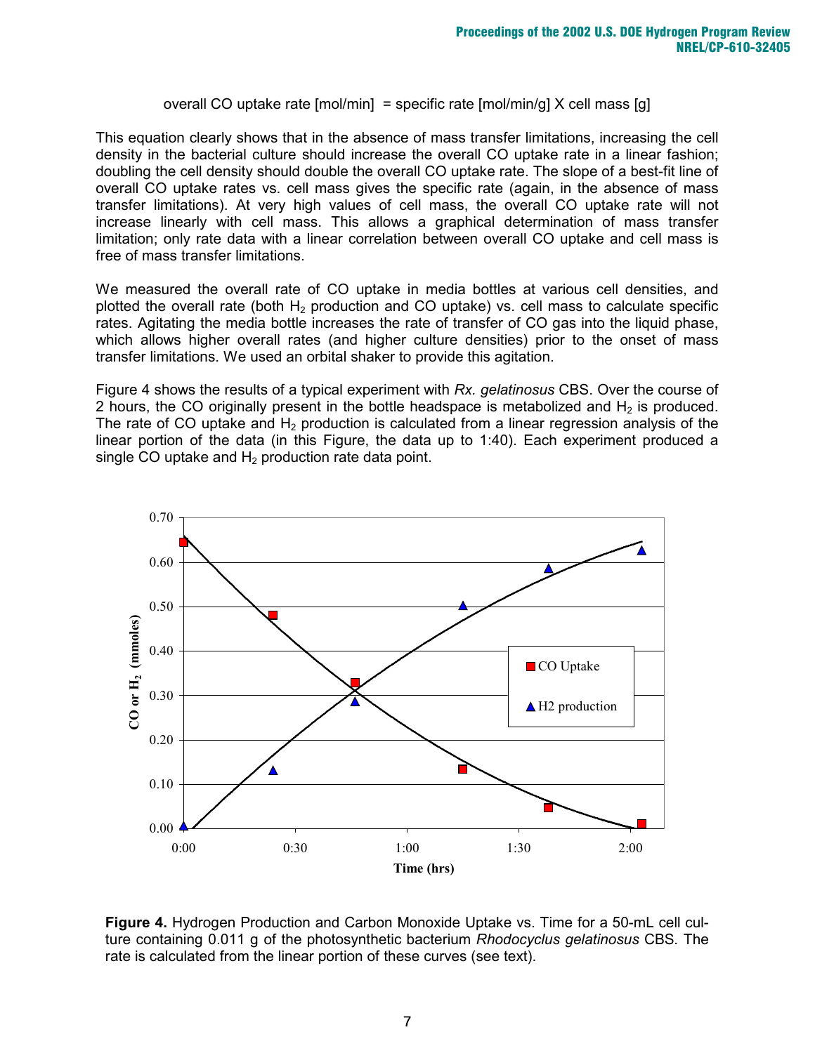overall CO uptake rate [mol/min] = specific rate [mol/min/g] X cell mass [g]

This equation clearly shows that in the absence of mass transfer limitations, increasing the cell density in the bacterial culture should increase the overall CO uptake rate in a linear fashion; doubling the cell density should double the overall CO uptake rate. The slope of a best-fit line of overall CO uptake rates vs. cell mass gives the specific rate (again, in the absence of mass transfer limitations). At very high values of cell mass, the overall CO uptake rate will not increase linearly with cell mass. This allows a graphical determination of mass transfer limitation; only rate data with a linear correlation between overall CO uptake and cell mass is free of mass transfer limitations.

We measured the overall rate of CO uptake in media bottles at various cell densities, and plotted the overall rate (both $H_2$ production and CO uptake) vs. cell mass to calculate specific rates. Agitating the media bottle increases the rate of transfer of CO gas into the liquid phase, which allows higher overall rates (and higher culture densities) prior to the onset of mass transfer limitations. We used an orbital shaker to provide this agitation.

Figure 4 shows the results of a typical experiment with *Rx. gelatinosus* CBS. Over the course of 2 hours, the CO originally present in the bottle headspace is metabolized and $H_2$ is produced. The rate of CO uptake and $H_2$ production is calculated from a linear regression analysis of the linear portion of the data (in this Figure, the data up to 1:40). Each experiment produced a single CO uptake and $H_2$ production rate data point.

**Figure 4.** Hydrogen Production and Carbon Monoxide Uptake vs. Time for a 50-mL cell culture containing 0.011 g of the photosynthetic bacterium *Rhodocyclus gelatinosus* CBS. The rate is calculated from the linear portion of these curves (see text).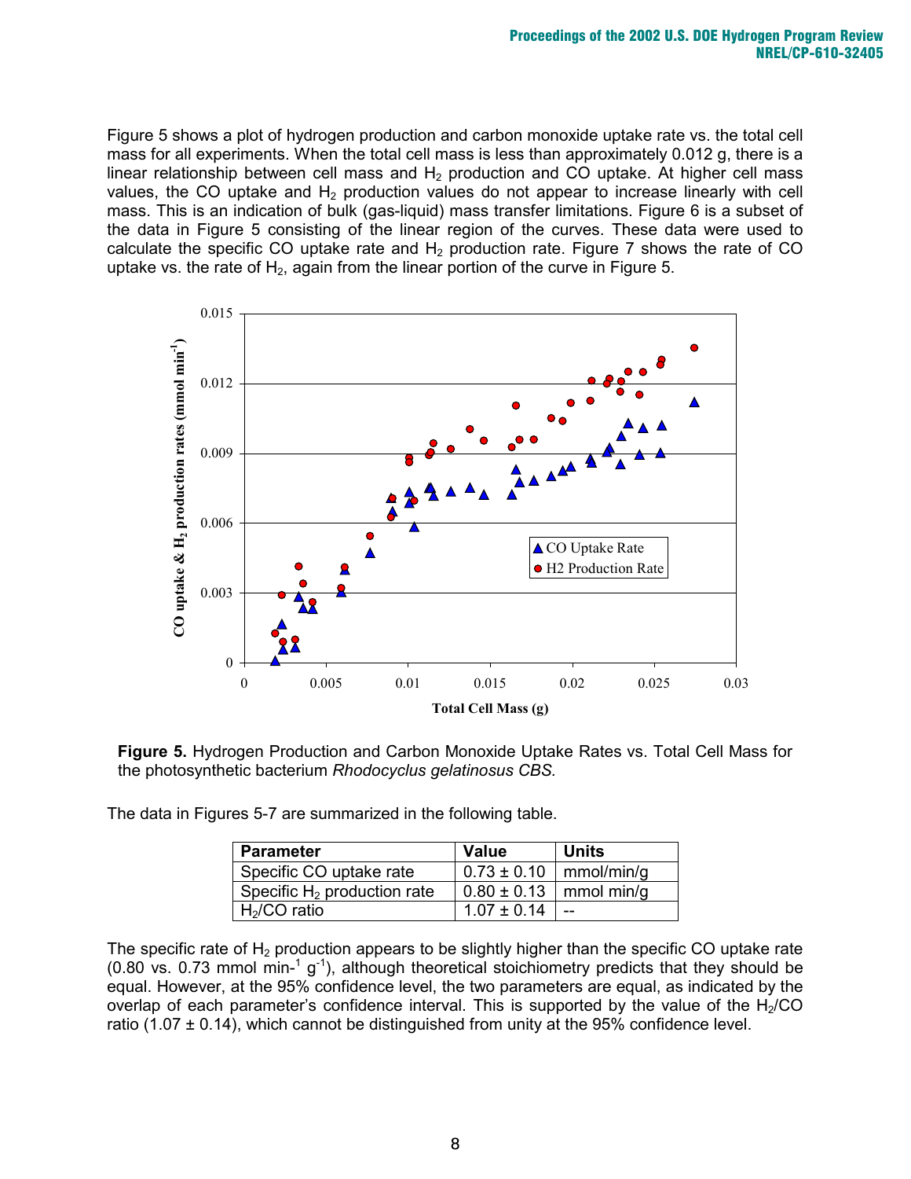Figure 5 shows a plot of hydrogen production and carbon monoxide uptake rate vs. the total cell mass for all experiments. When the total cell mass is less than approximately 0.012 g, there is a linear relationship between cell mass and $H_2$ production and CO uptake. At higher cell mass values, the CO uptake and $H_2$ production values do not appear to increase linearly with cell mass. This is an indication of bulk (gas-liquid) mass transfer limitations. Figure 6 is a subset of the data in Figure 5 consisting of the linear region of the curves. These data were used to calculate the specific CO uptake rate and $H_2$ production rate. Figure 7 shows the rate of CO uptake vs. the rate of $H_2$, again from the linear portion of the curve in Figure 5.

**Figure 5.** Hydrogen Production and Carbon Monoxide Uptake Rates vs. Total Cell Mass for the photosynthetic bacterium *Rhodocyclus gelatinosus CBS.*

The data in Figures 5-7 are summarized in the following table.

| Parameter | Value | Units |
|---|---|---|
| Specific CO uptake rate | 0.73 ± 0.10 | mmol/min/g |
| Specific $H_2$ production rate | 0.80 ± 0.13 | mmol min/g |
| $H_2$/CO ratio | 1.07 ± 0.14 | -- |

The specific rate of $H_2$ production appears to be slightly higher than the specific CO uptake rate (0.80 vs. 0.73 mmol $min^{-1}$ $g^{-1}$), although theoretical stoichiometry predicts that they should be equal. However, at the 95% confidence level, the two parameters are equal, as indicated by the overlap of each parameter's confidence interval. This is supported by the value of the $H_2$/CO ratio (1.07 ± 0.14), which cannot be distinguished from unity at the 95% confidence level.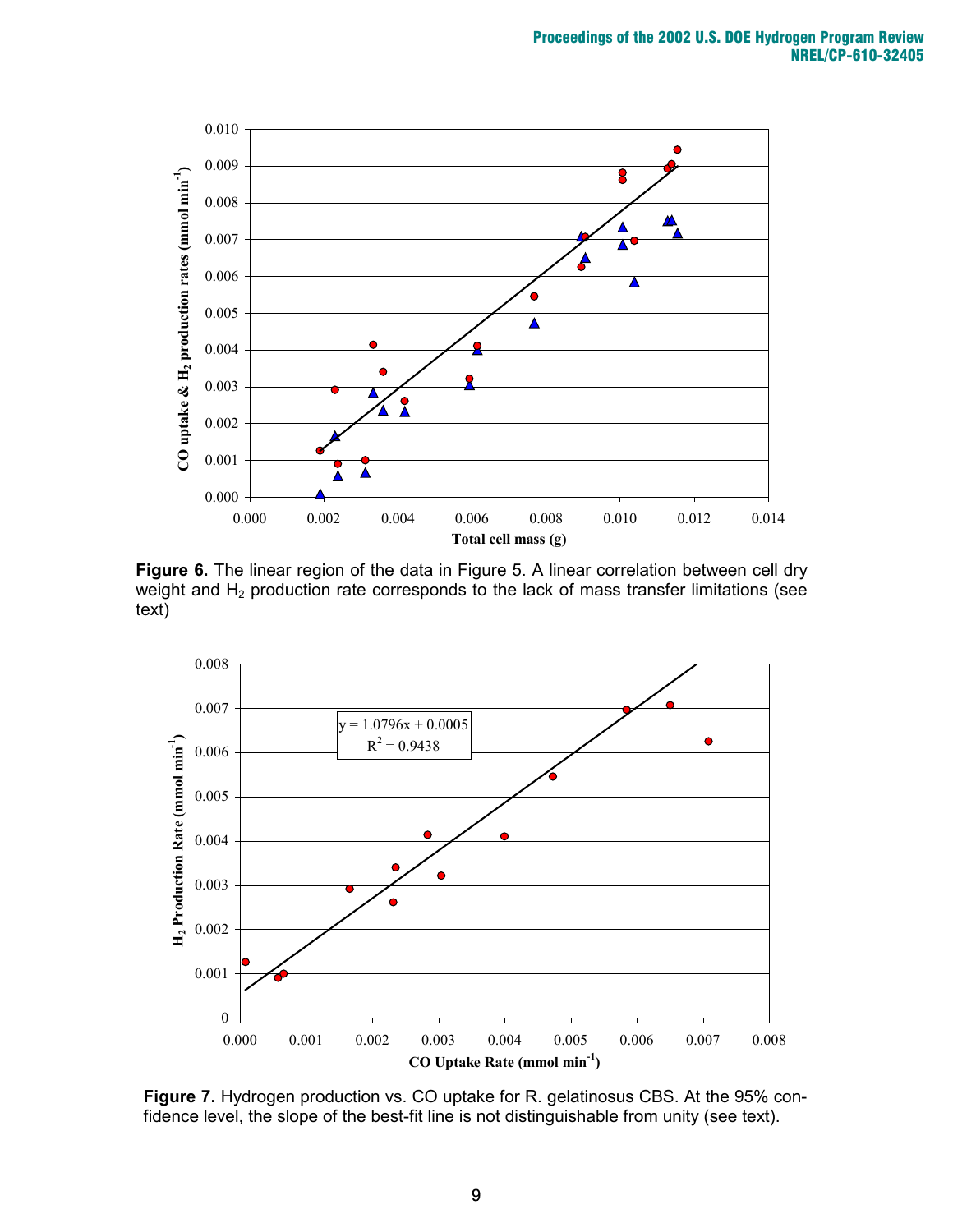**Figure 6.** The linear region of the data in Figure 5. A linear correlation between cell dry weight and $H_2$ production rate corresponds to the lack of mass transfer limitations (see text)

**Figure 7.** Hydrogen production vs. CO uptake for R. gelatinosus CBS. At the 95% confidence level, the slope of the best-fit line is not distinguishable from unity (see text).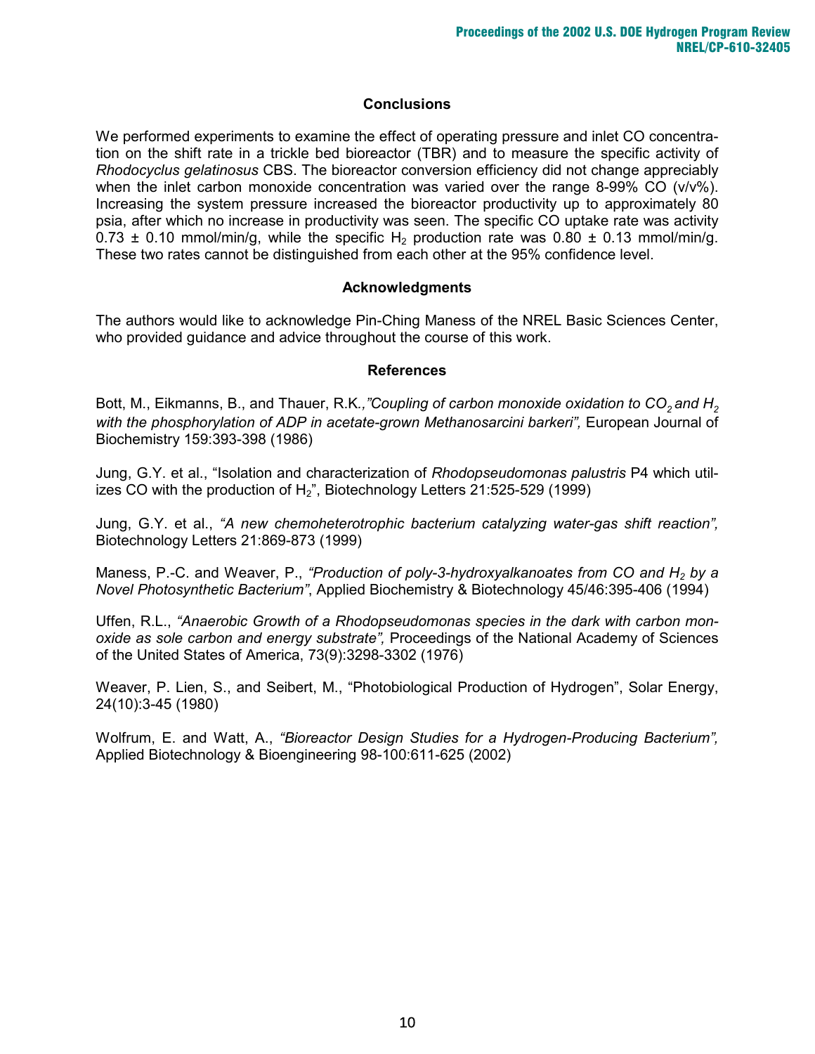## Conclusions

We performed experiments to examine the effect of operating pressure and inlet CO concentration on the shift rate in a trickle bed bioreactor (TBR) and to measure the specific activity of *Rhodocyclus gelatinosus* CBS. The bioreactor conversion efficiency did not change appreciably when the inlet carbon monoxide concentration was varied over the range 8-99% CO (v/v%). Increasing the system pressure increased the bioreactor productivity up to approximately 80 psia, after which no increase in productivity was seen. The specific CO uptake rate was activity 0.73 ± 0.10 mmol/min/g, while the specific $H_2$ production rate was 0.80 ± 0.13 mmol/min/g. These two rates cannot be distinguished from each other at the 95% confidence level.

## Acknowledgments

The authors would like to acknowledge Pin-Ching Maness of the NREL Basic Sciences Center, who provided guidance and advice throughout the course of this work.

## References

Bott, M., Eikmanns, B., and Thauer, R.K.*,"Coupling of carbon monoxide oxidation to $CO_2$ and $H_2$ with the phosphorylation of ADP in acetate-grown Methanosarcini barkeri",* European Journal of Biochemistry 159:393-398 (1986)

Jung, G.Y. et al., "Isolation and characterization of *Rhodopseudomonas palustris* P4 which utilizes CO with the production of $H_2$", Biotechnology Letters 21:525-529 (1999)

Jung, G.Y. et al., *"A new chemoheterotrophic bacterium catalyzing water-gas shift reaction",* Biotechnology Letters 21:869-873 (1999)

Maness, P.-C. and Weaver, P., *"Production of poly-3-hydroxyalkanoates from CO and $H_2$ by a Novel Photosynthetic Bacterium"*, Applied Biochemistry & Biotechnology 45/46:395-406 (1994)

Uffen, R.L., *"Anaerobic Growth of a Rhodopseudomonas species in the dark with carbon monoxide as sole carbon and energy substrate",* Proceedings of the National Academy of Sciences of the United States of America, 73(9):3298-3302 (1976)

Weaver, P. Lien, S., and Seibert, M., "Photobiological Production of Hydrogen", Solar Energy, 24(10):3-45 (1980)

Wolfrum, E. and Watt, A., *"Bioreactor Design Studies for a Hydrogen-Producing Bacterium",* Applied Biotechnology & Bioengineering 98-100:611-625 (2002)